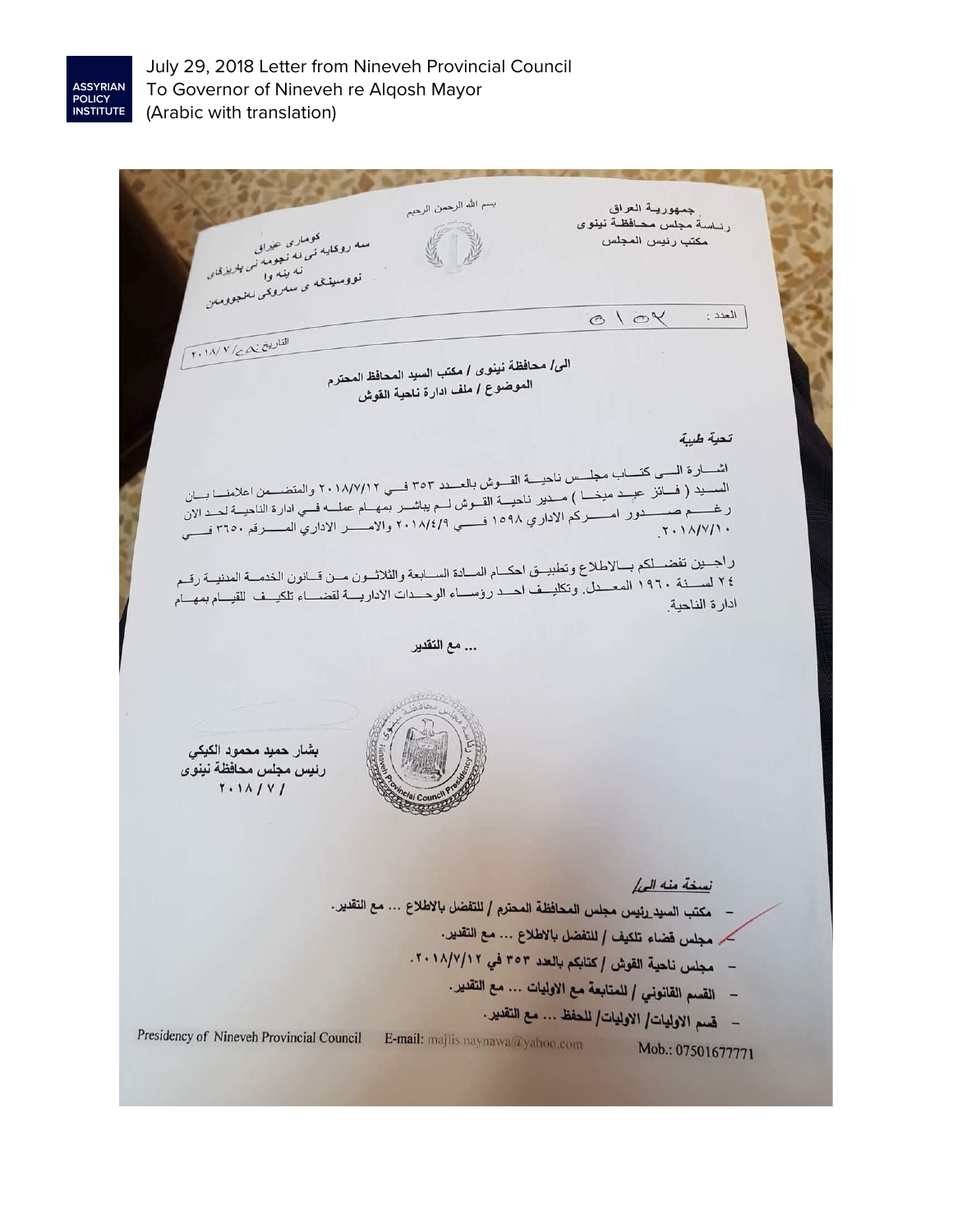July 29, 2018 Letter from Nineveh Provincial Council To Governor of Nineveh re Alqosh Mayor (Arabic with translation)

بسم الله الرحمن الرحيم

جمهورية العراق
رئاسة مجلس محافظة نينوى
مكتب رئيس المجلس

كوماري عيراق
سه روكايه تى ئه نجومه نى پاريزگاى
نه ينه وا
نووسينگه ى سه روكى ئه نجوومه ن

العدد : ٥١٥٢

التاريخ ٢٩/ ٧/ ٢٠١٨

الى/ محافظة نينوى / مكتب السيد المحافظ المحترم
الموضوع / ملف ادارة ناحية القوش

*تحية طيبة*

اشارة الى كتاب مجلس ناحية القوش بالعدد ٣٥٣ في ٢٠١٨/٧/١٢ والمتضمن اعلامنا بان السيد ( فائز عبد ميخا ) مدير ناحية القوش لم يباشر بمهام عمله في ادارة الناحية لحد الان رغم صدور امركم الاداري ١٥٩٨ في ٢٠١٨/٤/٩ والامر الاداري المرقم ٣٦٥٠ في ٢٠١٨/٧/١٠.

راجين تفضلكم بالاطلاع وتطبيق احكام المادة السابعة والثلاثون من قانون الخدمة المدنية رقم ٢٤ لسنة ١٩٦٠ المعدل. وتكليف احد رؤساء الوحدات الادارية لقضاء تلكيف للقيام بمهام ادارة الناحية.

... مع التقدير

**بشار حميد محمود الكيكي**
**رئيس مجلس محافظة نينوى**
**٢٠١٨ / ٧ /**

نسخة منه الى/

- مكتب السيد رئيس مجلس المحافظة المحترم / للتفضل بالاطلاع ... مع التقدير.
- مجلس قضاء تلكيف / للتفضل بالاطلاع ... مع التقدير.
- مجلس ناحية القوش / كتابكم بالعدد ٣٥٣ في ٢٠١٨/٧/١٢.
- القسم القانوني / للمتابعة مع الاوليات ... مع التقدير.
- قسم الاوليات/ الاوليات/ للحفظ ... مع التقدير.

Presidency of Nineveh Provincial Council E-mail: majlis.naynawa@yahoo.com Mob.: 07501677771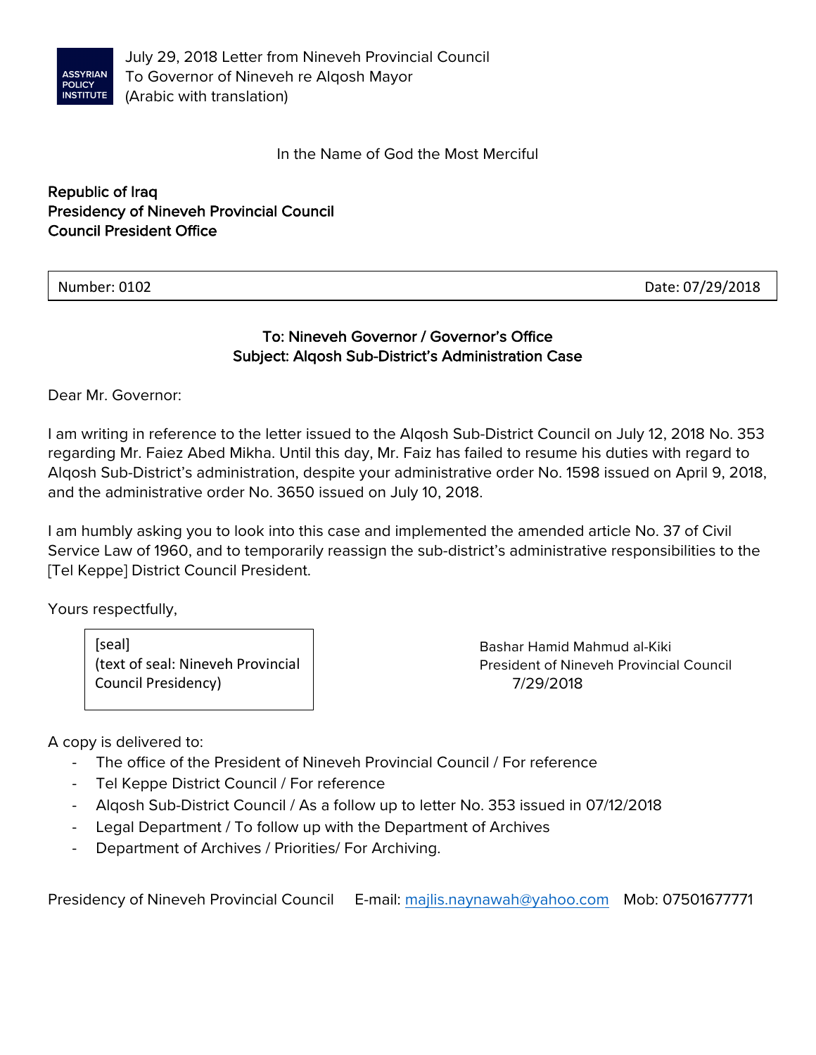ASSYRIAN POLICY INSTITUTE

July 29, 2018 Letter from Nineveh Provincial Council To Governor of Nineveh re Alqosh Mayor (Arabic with translation)

In the Name of God the Most Merciful

**Republic of Iraq**
**Presidency of Nineveh Provincial Council**
**Council President Office**

| Number: 0102 | Date: 07/29/2018 |
|---|---|

**To: Nineveh Governor / Governor's Office**
**Subject: Alqosh Sub-District's Administration Case**

Dear Mr. Governor:

I am writing in reference to the letter issued to the Alqosh Sub-District Council on July 12, 2018 No. 353 regarding Mr. Faiez Abed Mikha. Until this day, Mr. Faiz has failed to resume his duties with regard to Alqosh Sub-District's administration, despite your administrative order No. 1598 issued on April 9, 2018, and the administrative order No. 3650 issued on July 10, 2018.

I am humbly asking you to look into this case and implemented the amended article No. 37 of Civil Service Law of 1960, and to temporarily reassign the sub-district's administrative responsibilities to the [Tel Keppe] District Council President.

Yours respectfully,

[seal]
(text of seal: Nineveh Provincial Council Presidency)

Bashar Hamid Mahmud al-Kiki
President of Nineveh Provincial Council
7/29/2018

A copy is delivered to:

- The office of the President of Nineveh Provincial Council / For reference
- Tel Keppe District Council / For reference
- Alqosh Sub-District Council / As a follow up to letter No. 353 issued in 07/12/2018
- Legal Department / To follow up with the Department of Archives
- Department of Archives / Priorities/ For Archiving.

Presidency of Nineveh Provincial Council E-mail: majlis.naynawah@yahoo.com Mob: 07501677771